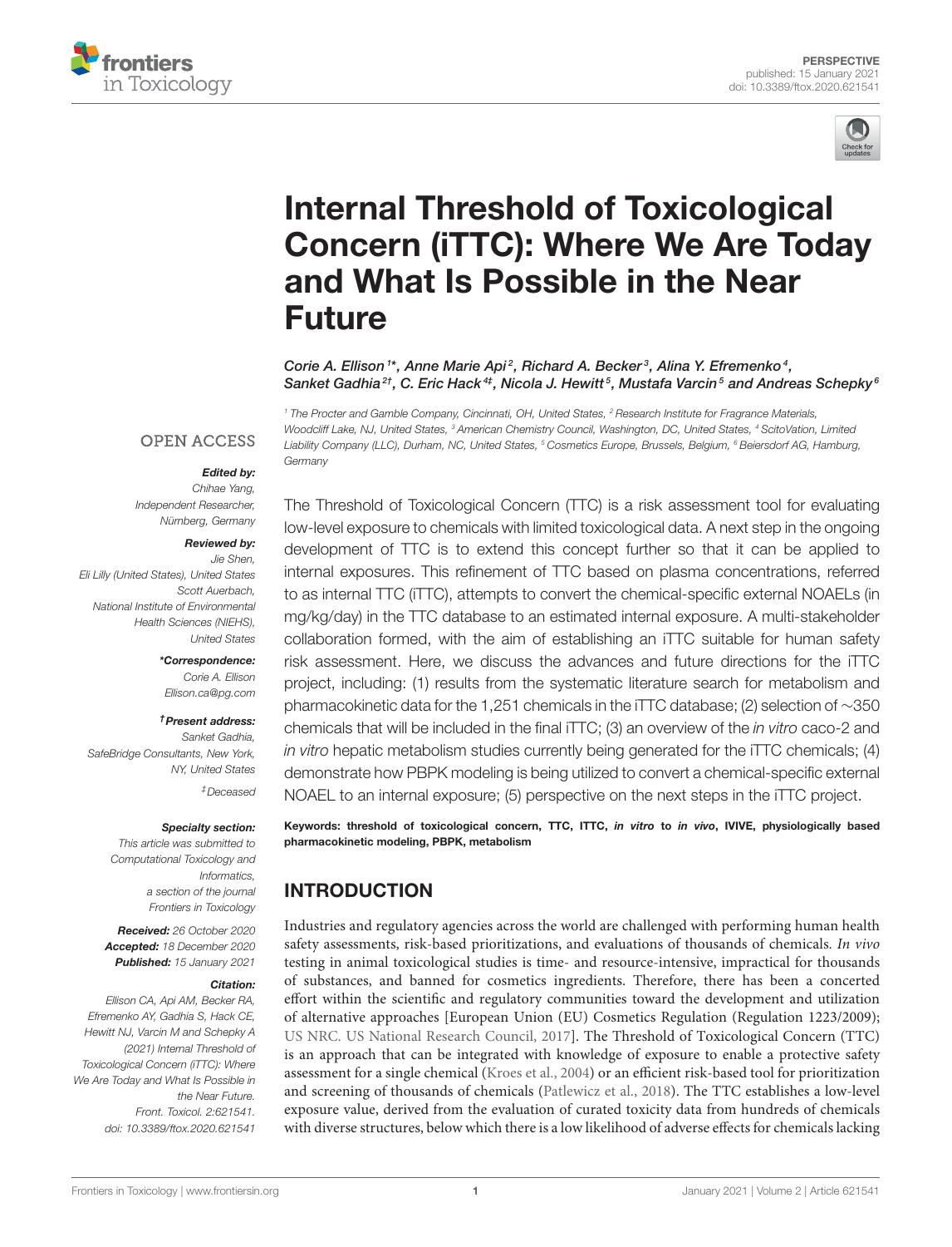PERSPECTIVE
published: 15 January 2021
doi: 10.3389/ftox.2020.621541

# Internal Threshold of Toxicological Concern (iTTC): Where We Are Today and What Is Possible in the Near Future

Corie A. Ellison[1]*, Anne Marie Api[2], Richard A. Becker[3], Alina Y. Efremenko[4], Sanket Gadhia[2]†, C. Eric Hack[4]‡, Nicola J. Hewitt[5], Mustafa Varcin[5] and Andreas Schepky[6]

[1] The Procter and Gamble Company, Cincinnati, OH, United States, [2] Research Institute for Fragrance Materials, Woodcliff Lake, NJ, United States, [3] American Chemistry Council, Washington, DC, United States, [4] ScitoVation, Limited Liability Company (LLC), Durham, NC, United States, [5] Cosmetics Europe, Brussels, Belgium, [6] Beiersdorf AG, Hamburg, Germany

OPEN ACCESS

**Edited by:**
Chihae Yang,
Independent Researcher,
Nürnberg, Germany

**Reviewed by:**
Jie Shen,
Eli Lilly (United States), United States
Scott Auerbach,
National Institute of Environmental Health Sciences (NIEHS),
United States

***Correspondence:**
Corie A. Ellison
Ellison.ca@pg.com

**†Present address:**
Sanket Gadhia,
SafeBridge Consultants, New York,
NY, United States

‡Deceased

**Specialty section:**
This article was submitted to Computational Toxicology and Informatics,
a section of the journal
Frontiers in Toxicology

**Received:** 26 October 2020
**Accepted:** 18 December 2020
**Published:** 15 January 2021

**Citation:**
Ellison CA, Api AM, Becker RA, Efremenko AY, Gadhia S, Hack CE, Hewitt NJ, Varcin M and Schepky A (2021) Internal Threshold of Toxicological Concern (iTTC): Where We Are Today and What Is Possible in the Near Future.
Front. Toxicol. 2:621541.
doi: 10.3389/ftox.2020.621541

The Threshold of Toxicological Concern (TTC) is a risk assessment tool for evaluating low-level exposure to chemicals with limited toxicological data. A next step in the ongoing development of TTC is to extend this concept further so that it can be applied to internal exposures. This refinement of TTC based on plasma concentrations, referred to as internal TTC (iTTC), attempts to convert the chemical-specific external NOAELs (in mg/kg/day) in the TTC database to an estimated internal exposure. A multi-stakeholder collaboration formed, with the aim of establishing an iTTC suitable for human safety risk assessment. Here, we discuss the advances and future directions for the iTTC project, including: (1) results from the systematic literature search for metabolism and pharmacokinetic data for the 1,251 chemicals in the iTTC database; (2) selection of ~350 chemicals that will be included in the final iTTC; (3) an overview of the *in vitro* caco-2 and *in vitro* hepatic metabolism studies currently being generated for the iTTC chemicals; (4) demonstrate how PBPK modeling is being utilized to convert a chemical-specific external NOAEL to an internal exposure; (5) perspective on the next steps in the iTTC project.

**Keywords: threshold of toxicological concern, TTC, ITTC, *in vitro* to *in vivo*, IVIVE, physiologically based pharmacokinetic modeling, PBPK, metabolism**

## INTRODUCTION

Industries and regulatory agencies across the world are challenged with performing human health safety assessments, risk-based prioritizations, and evaluations of thousands of chemicals. *In vivo* testing in animal toxicological studies is time- and resource-intensive, impractical for thousands of substances, and banned for cosmetics ingredients. Therefore, there has been a concerted effort within the scientific and regulatory communities toward the development and utilization of alternative approaches [European Union (EU) Cosmetics Regulation (Regulation 1223/2009); US NRC. US National Research Council, 2017]. The Threshold of Toxicological Concern (TTC) is an approach that can be integrated with knowledge of exposure to enable a protective safety assessment for a single chemical (Kroes et al., 2004) or an efficient risk-based tool for prioritization and screening of thousands of chemicals (Patlewicz et al., 2018). The TTC establishes a low-level exposure value, derived from the evaluation of curated toxicity data from hundreds of chemicals with diverse structures, below which there is a low likelihood of adverse effects for chemicals lacking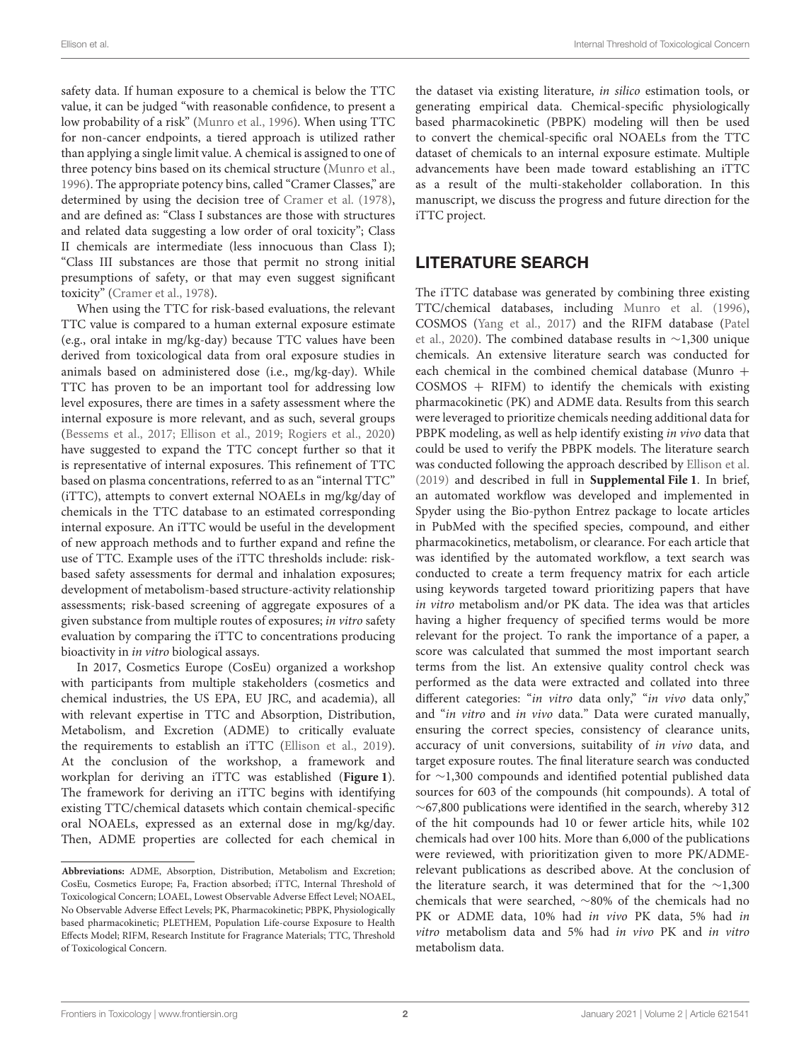safety data. If human exposure to a chemical is below the TTC value, it can be judged "with reasonable confidence, to present a low probability of a risk" (Munro et al., 1996). When using TTC for non-cancer endpoints, a tiered approach is utilized rather than applying a single limit value. A chemical is assigned to one of three potency bins based on its chemical structure (Munro et al., 1996). The appropriate potency bins, called "Cramer Classes," are determined by using the decision tree of Cramer et al. (1978), and are defined as: "Class I substances are those with structures and related data suggesting a low order of oral toxicity"; Class II chemicals are intermediate (less innocuous than Class I); "Class III substances are those that permit no strong initial presumptions of safety, or that may even suggest significant toxicity" (Cramer et al., 1978).

When using the TTC for risk-based evaluations, the relevant TTC value is compared to a human external exposure estimate (e.g., oral intake in mg/kg-day) because TTC values have been derived from toxicological data from oral exposure studies in animals based on administered dose (i.e., mg/kg-day). While TTC has proven to be an important tool for addressing low level exposures, there are times in a safety assessment where the internal exposure is more relevant, and as such, several groups (Bessems et al., 2017; Ellison et al., 2019; Rogiers et al., 2020) have suggested to expand the TTC concept further so that it is representative of internal exposures. This refinement of TTC based on plasma concentrations, referred to as an "internal TTC" (iTTC), attempts to convert external NOAELs in mg/kg/day of chemicals in the TTC database to an estimated corresponding internal exposure. An iTTC would be useful in the development of new approach methods and to further expand and refine the use of TTC. Example uses of the iTTC thresholds include: risk-based safety assessments for dermal and inhalation exposures; development of metabolism-based structure-activity relationship assessments; risk-based screening of aggregate exposures of a given substance from multiple routes of exposures; *in vitro* safety evaluation by comparing the iTTC to concentrations producing bioactivity in *in vitro* biological assays.

In 2017, Cosmetics Europe (CosEu) organized a workshop with participants from multiple stakeholders (cosmetics and chemical industries, the US EPA, EU JRC, and academia), all with relevant expertise in TTC and Absorption, Distribution, Metabolism, and Excretion (ADME) to critically evaluate the requirements to establish an iTTC (Ellison et al., 2019). At the conclusion of the workshop, a framework and workplan for deriving an iTTC was established (**Figure 1**). The framework for deriving an iTTC begins with identifying existing TTC/chemical datasets which contain chemical-specific oral NOAELs, expressed as an external dose in mg/kg/day. Then, ADME properties are collected for each chemical in the dataset via existing literature, *in silico* estimation tools, or generating empirical data. Chemical-specific physiologically based pharmacokinetic (PBPK) modeling will then be used to convert the chemical-specific oral NOAELs from the TTC dataset of chemicals to an internal exposure estimate. Multiple advancements have been made toward establishing an iTTC as a result of the multi-stakeholder collaboration. In this manuscript, we discuss the progress and future direction for the iTTC project.

## LITERATURE SEARCH

The iTTC database was generated by combining three existing TTC/chemical databases, including Munro et al. (1996), COSMOS (Yang et al., 2017) and the RIFM database (Patel et al., 2020). The combined database results in ~1,300 unique chemicals. An extensive literature search was conducted for each chemical in the combined chemical database (Munro + COSMOS + RIFM) to identify the chemicals with existing pharmacokinetic (PK) and ADME data. Results from this search were leveraged to prioritize chemicals needing additional data for PBPK modeling, as well as help identify existing *in vivo* data that could be used to verify the PBPK models. The literature search was conducted following the approach described by Ellison et al. (2019) and described in full in **Supplemental File 1**. In brief, an automated workflow was developed and implemented in Spyder using the Bio-python Entrez package to locate articles in PubMed with the specified species, compound, and either pharmacokinetics, metabolism, or clearance. For each article that was identified by the automated workflow, a text search was conducted to create a term frequency matrix for each article using keywords targeted toward prioritizing papers that have *in vitro* metabolism and/or PK data. The idea was that articles having a higher frequency of specified terms would be more relevant for the project. To rank the importance of a paper, a score was calculated that summed the most important search terms from the list. An extensive quality control check was performed as the data were extracted and collated into three different categories: "*in vitro* data only," "*in vivo* data only," and "*in vitro* and *in vivo* data." Data were curated manually, ensuring the correct species, consistency of clearance units, accuracy of unit conversions, suitability of *in vivo* data, and target exposure routes. The final literature search was conducted for ~1,300 compounds and identified potential published data sources for 603 of the compounds (hit compounds). A total of ~67,800 publications were identified in the search, whereby 312 of the hit compounds had 10 or fewer article hits, while 102 chemicals had over 100 hits. More than 6,000 of the publications were reviewed, with prioritization given to more PK/ADME-relevant publications as described above. At the conclusion of the literature search, it was determined that for the ~1,300 chemicals that were searched, ~80% of the chemicals had no PK or ADME data, 10% had *in vivo* PK data, 5% had *in vitro* metabolism data and 5% had *in vivo* PK and *in vitro* metabolism data.

---

**Abbreviations:** ADME, Absorption, Distribution, Metabolism and Excretion; CosEu, Cosmetics Europe; Fa, Fraction absorbed; iTTC, Internal Threshold of Toxicological Concern; LOAEL, Lowest Observable Adverse Effect Level; NOAEL, No Observable Adverse Effect Levels; PK, Pharmacokinetic; PBPK, Physiologically based pharmacokinetic; PLETHEM, Population Life-course Exposure to Health Effects Model; RIFM, Research Institute for Fragrance Materials; TTC, Threshold of Toxicological Concern.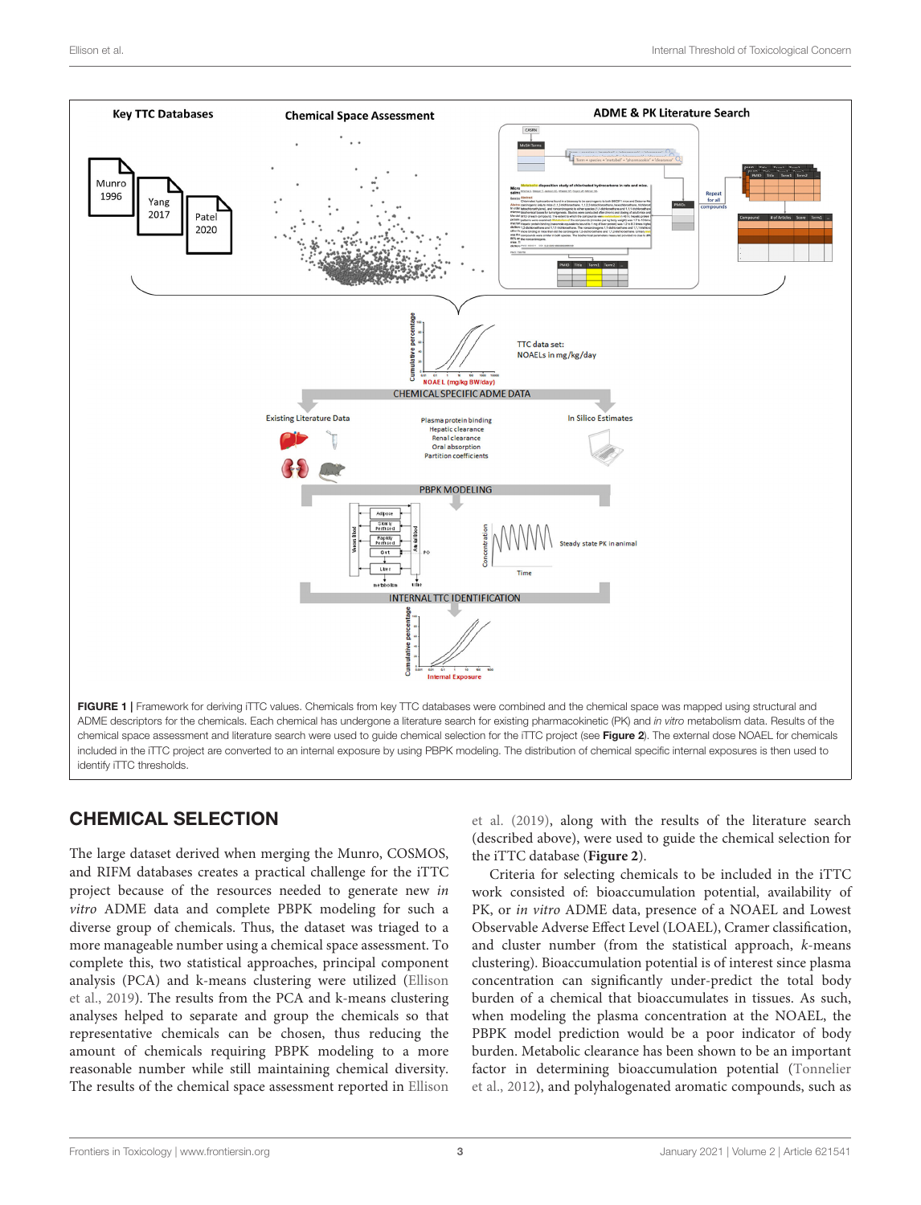**FIGURE 1 |** Framework for deriving iTTC values. Chemicals from key TTC databases were combined and the chemical space was mapped using structural and ADME descriptors for the chemicals. Each chemical has undergone a literature search for existing pharmacokinetic (PK) and *in vitro* metabolism data. Results of the chemical space assessment and literature search were used to guide chemical selection for the iTTC project (see **Figure 2**). The external dose NOAEL for chemicals included in the iTTC project are converted to an internal exposure by using PBPK modeling. The distribution of chemical specific internal exposures is then used to identify iTTC thresholds.

## CHEMICAL SELECTION

The large dataset derived when merging the Munro, COSMOS, and RIFM databases creates a practical challenge for the iTTC project because of the resources needed to generate new *in vitro* ADME data and complete PBPK modeling for such a diverse group of chemicals. Thus, the dataset was triaged to a more manageable number using a chemical space assessment. To complete this, two statistical approaches, principal component analysis (PCA) and k-means clustering were utilized (Ellison et al., 2019). The results from the PCA and k-means clustering analyses helped to separate and group the chemicals so that representative chemicals can be chosen, thus reducing the amount of chemicals requiring PBPK modeling to a more reasonable number while still maintaining chemical diversity. The results of the chemical space assessment reported in Ellison et al. (2019), along with the results of the literature search (described above), were used to guide the chemical selection for the iTTC database (**Figure 2**).

Criteria for selecting chemicals to be included in the iTTC work consisted of: bioaccumulation potential, availability of PK, or *in vitro* ADME data, presence of a NOAEL and Lowest Observable Adverse Effect Level (LOAEL), Cramer classification, and cluster number (from the statistical approach, *k*-means clustering). Bioaccumulation potential is of interest since plasma concentration can significantly under-predict the total body burden of a chemical that bioaccumulates in tissues. As such, when modeling the plasma concentration at the NOAEL, the PBPK model prediction would be a poor indicator of body burden. Metabolic clearance has been shown to be an important factor in determining bioaccumulation potential (Tonnelier et al., 2012), and polyhalogenated aromatic compounds, such as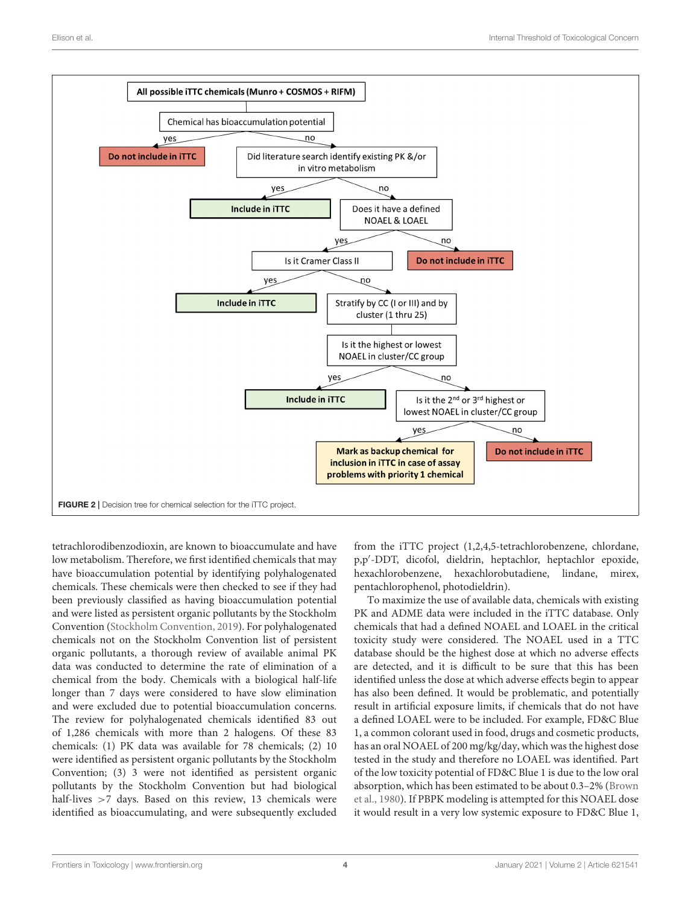FIGURE 2 | Decision tree for chemical selection for the iTTC project.

tetrachlorodibenzodioxin, are known to bioaccumulate and have low metabolism. Therefore, we first identified chemicals that may have bioaccumulation potential by identifying polyhalogenated chemicals. These chemicals were then checked to see if they had been previously classified as having bioaccumulation potential and were listed as persistent organic pollutants by the Stockholm Convention (Stockholm Convention, 2019). For polyhalogenated chemicals not on the Stockholm Convention list of persistent organic pollutants, a thorough review of available animal PK data was conducted to determine the rate of elimination of a chemical from the body. Chemicals with a biological half-life longer than 7 days were considered to have slow elimination and were excluded due to potential bioaccumulation concerns. The review for polyhalogenated chemicals identified 83 out of 1,286 chemicals with more than 2 halogens. Of these 83 chemicals: (1) PK data was available for 78 chemicals; (2) 10 were identified as persistent organic pollutants by the Stockholm Convention; (3) 3 were not identified as persistent organic pollutants by the Stockholm Convention but had biological half-lives >7 days. Based on this review, 13 chemicals were identified as bioaccumulating, and were subsequently excluded from the iTTC project (1,2,4,5-tetrachlorobenzene, chlordane, p,p′-DDT, dicofol, dieldrin, heptachlor, heptachlor epoxide, hexachlorobenzene, hexachlorobutadiene, lindane, mirex, pentachlorophenol, photodieldrin).

To maximize the use of available data, chemicals with existing PK and ADME data were included in the iTTC database. Only chemicals that had a defined NOAEL and LOAEL in the critical toxicity study were considered. The NOAEL used in a TTC database should be the highest dose at which no adverse effects are detected, and it is difficult to be sure that this has been identified unless the dose at which adverse effects begin to appear has also been defined. It would be problematic, and potentially result in artificial exposure limits, if chemicals that do not have a defined LOAEL were to be included. For example, FD&C Blue 1, a common colorant used in food, drugs and cosmetic products, has an oral NOAEL of 200 mg/kg/day, which was the highest dose tested in the study and therefore no LOAEL was identified. Part of the low toxicity potential of FD&C Blue 1 is due to the low oral absorption, which has been estimated to be about 0.3–2% (Brown et al., 1980). If PBPK modeling is attempted for this NOAEL dose it would result in a very low systemic exposure to FD&C Blue 1,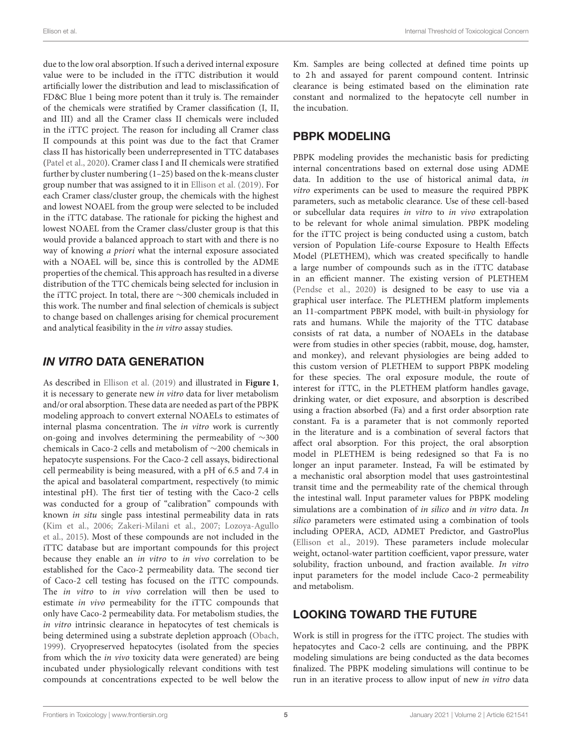due to the low oral absorption. If such a derived internal exposure value were to be included in the iTTC distribution it would artificially lower the distribution and lead to misclassification of FD&C Blue 1 being more potent than it truly is. The remainder of the chemicals were stratified by Cramer classification (I, II, and III) and all the Cramer class II chemicals were included in the iTTC project. The reason for including all Cramer class II compounds at this point was due to the fact that Cramer class II has historically been underrepresented in TTC databases (Patel et al., 2020). Cramer class I and II chemicals were stratified further by cluster numbering (1–25) based on the k-means cluster group number that was assigned to it in Ellison et al. (2019). For each Cramer class/cluster group, the chemicals with the highest and lowest NOAEL from the group were selected to be included in the iTTC database. The rationale for picking the highest and lowest NOAEL from the Cramer class/cluster group is that this would provide a balanced approach to start with and there is no way of knowing *a priori* what the internal exposure associated with a NOAEL will be, since this is controlled by the ADME properties of the chemical. This approach has resulted in a diverse distribution of the TTC chemicals being selected for inclusion in the iTTC project. In total, there are ∼300 chemicals included in this work. The number and final selection of chemicals is subject to change based on challenges arising for chemical procurement and analytical feasibility in the *in vitro* assay studies.

## *IN VITRO* DATA GENERATION

As described in Ellison et al. (2019) and illustrated in **Figure 1**, it is necessary to generate new *in vitro* data for liver metabolism and/or oral absorption. These data are needed as part of the PBPK modeling approach to convert external NOAELs to estimates of internal plasma concentration. The *in vitro* work is currently on-going and involves determining the permeability of ∼300 chemicals in Caco-2 cells and metabolism of ∼200 chemicals in hepatocyte suspensions. For the Caco-2 cell assays, bidirectional cell permeability is being measured, with a pH of 6.5 and 7.4 in the apical and basolateral compartment, respectively (to mimic intestinal pH). The first tier of testing with the Caco-2 cells was conducted for a group of "calibration" compounds with known *in situ* single pass intestinal permeability data in rats (Kim et al., 2006; Zakeri-Milani et al., 2007; Lozoya-Agullo et al., 2015). Most of these compounds are not included in the iTTC database but are important compounds for this project because they enable an *in vitro* to *in vivo* correlation to be established for the Caco-2 permeability data. The second tier of Caco-2 cell testing has focused on the iTTC compounds. The *in vitro* to *in vivo* correlation will then be used to estimate *in vivo* permeability for the iTTC compounds that only have Caco-2 permeability data. For metabolism studies, the *in vitro* intrinsic clearance in hepatocytes of test chemicals is being determined using a substrate depletion approach (Obach, 1999). Cryopreserved hepatocytes (isolated from the species from which the *in vivo* toxicity data were generated) are being incubated under physiologically relevant conditions with test compounds at concentrations expected to be well below the Km. Samples are being collected at defined time points up to 2 h and assayed for parent compound content. Intrinsic clearance is being estimated based on the elimination rate constant and normalized to the hepatocyte cell number in the incubation.

## PBPK MODELING

PBPK modeling provides the mechanistic basis for predicting internal concentrations based on external dose using ADME data. In addition to the use of historical animal data, *in vitro* experiments can be used to measure the required PBPK parameters, such as metabolic clearance. Use of these cell-based or subcellular data requires *in vitro* to *in vivo* extrapolation to be relevant for whole animal simulation. PBPK modeling for the iTTC project is being conducted using a custom, batch version of Population Life-course Exposure to Health Effects Model (PLETHEM), which was created specifically to handle a large number of compounds such as in the iTTC database in an efficient manner. The existing version of PLETHEM (Pendse et al., 2020) is designed to be easy to use via a graphical user interface. The PLETHEM platform implements an 11-compartment PBPK model, with built-in physiology for rats and humans. While the majority of the TTC database consists of rat data, a number of NOAELs in the database were from studies in other species (rabbit, mouse, dog, hamster, and monkey), and relevant physiologies are being added to this custom version of PLETHEM to support PBPK modeling for these species. The oral exposure module, the route of interest for iTTC, in the PLETHEM platform handles gavage, drinking water, or diet exposure, and absorption is described using a fraction absorbed (Fa) and a first order absorption rate constant. Fa is a parameter that is not commonly reported in the literature and is a combination of several factors that affect oral absorption. For this project, the oral absorption model in PLETHEM is being redesigned so that Fa is no longer an input parameter. Instead, Fa will be estimated by a mechanistic oral absorption model that uses gastrointestinal transit time and the permeability rate of the chemical through the intestinal wall. Input parameter values for PBPK modeling simulations are a combination of *in silico* and *in vitro* data. *In silico* parameters were estimated using a combination of tools including OPERA, ACD, ADMET Predictor, and GastroPlus (Ellison et al., 2019). These parameters include molecular weight, octanol-water partition coefficient, vapor pressure, water solubility, fraction unbound, and fraction available. *In vitro* input parameters for the model include Caco-2 permeability and metabolism.

## LOOKING TOWARD THE FUTURE

Work is still in progress for the iTTC project. The studies with hepatocytes and Caco-2 cells are continuing, and the PBPK modeling simulations are being conducted as the data becomes finalized. The PBPK modeling simulations will continue to be run in an iterative process to allow input of new *in vitro* data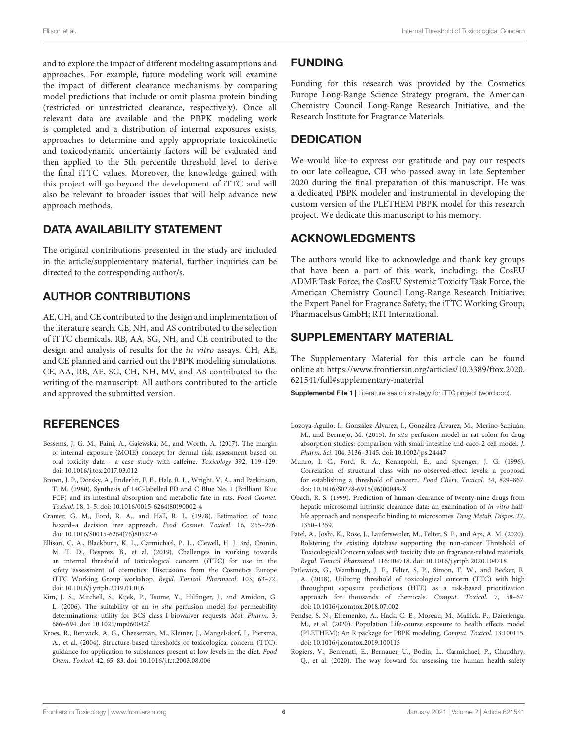and to explore the impact of different modeling assumptions and approaches. For example, future modeling work will examine the impact of different clearance mechanisms by comparing model predictions that include or omit plasma protein binding (restricted or unrestricted clearance, respectively). Once all relevant data are available and the PBPK modeling work is completed and a distribution of internal exposures exists, approaches to determine and apply appropriate toxicokinetic and toxicodynamic uncertainty factors will be evaluated and then applied to the 5th percentile threshold level to derive the final iTTC values. Moreover, the knowledge gained with this project will go beyond the development of iTTC and will also be relevant to broader issues that will help advance new approach methods.

## DATA AVAILABILITY STATEMENT

The original contributions presented in the study are included in the article/supplementary material, further inquiries can be directed to the corresponding author/s.

## AUTHOR CONTRIBUTIONS

AE, CH, and CE contributed to the design and implementation of the literature search. CE, NH, and AS contributed to the selection of iTTC chemicals. RB, AA, SG, NH, and CE contributed to the design and analysis of results for the *in vitro* assays. CH, AE, and CE planned and carried out the PBPK modeling simulations. CE, AA, RB, AE, SG, CH, NH, MV, and AS contributed to the writing of the manuscript. All authors contributed to the article and approved the submitted version.

## FUNDING

Funding for this research was provided by the Cosmetics Europe Long-Range Science Strategy program, the American Chemistry Council Long-Range Research Initiative, and the Research Institute for Fragrance Materials.

## DEDICATION

We would like to express our gratitude and pay our respects to our late colleague, CH who passed away in late September 2020 during the final preparation of this manuscript. He was a dedicated PBPK modeler and instrumental in developing the custom version of the PLETHEM PBPK model for this research project. We dedicate this manuscript to his memory.

## ACKNOWLEDGMENTS

The authors would like to acknowledge and thank key groups that have been a part of this work, including: the CosEU ADME Task Force; the CosEU Systemic Toxicity Task Force, the American Chemistry Council Long-Range Research Initiative; the Expert Panel for Fragrance Safety; the iTTC Working Group; Pharmacelsus GmbH; RTI International.

## SUPPLEMENTARY MATERIAL

The Supplementary Material for this article can be found online at: https://www.frontiersin.org/articles/10.3389/ftox.2020.621541/full#supplementary-material

**Supplemental File 1 |** Literature search strategy for iTTC project (word doc).

## REFERENCES

Bessems, J. G. M., Paini, A., Gajewska, M., and Worth, A. (2017). The margin of internal exposure (MOIE) concept for dermal risk assessment based on oral toxicity data - a case study with caffeine. *Toxicology* 392, 119–129. doi: 10.1016/j.tox.2017.03.012

Brown, J. P., Dorsky, A., Enderlin, F. E., Hale, R. L., Wright, V. A., and Parkinson, T. M. (1980). Synthesis of 14C-labelled FD and C Blue No. 1 (Brilliant Blue FCF) and its intestinal absorption and metabolic fate in rats. *Food Cosmet. Toxicol*. 18, 1–5. doi: 10.1016/0015-6264(80)90002-4

Cramer, G. M., Ford, R. A., and Hall, R. L. (1978). Estimation of toxic hazard–a decision tree approach. *Food Cosmet. Toxicol*. 16, 255–276. doi: 10.1016/S0015-6264(76)80522-6

Ellison, C. A., Blackburn, K. L., Carmichael, P. L., Clewell, H. J. 3rd, Cronin, M. T. D., Desprez, B., et al. (2019). Challenges in working towards an internal threshold of toxicological concern (iTTC) for use in the safety assessment of cosmetics: Discussions from the Cosmetics Europe iTTC Working Group workshop. *Regul. Toxicol. Pharmacol*. 103, 63–72. doi: 10.1016/j.yrtph.2019.01.016

Kim, J. S., Mitchell, S., Kijek, P., Tsume, Y., Hilfinger, J., and Amidon, G. L. (2006). The suitability of an *in situ* perfusion model for permeability determinations: utility for BCS class I biowaiver requests. *Mol. Pharm*. 3, 686–694. doi: 10.1021/mp060042f

Kroes, R., Renwick, A. G., Cheeseman, M., Kleiner, J., Mangelsdorf, I., Piersma, A., et al. (2004). Structure-based thresholds of toxicological concern (TTC): guidance for application to substances present at low levels in the diet. *Food Chem. Toxicol*. 42, 65–83. doi: 10.1016/j.fct.2003.08.006

Lozoya-Agullo, I., González-Álvarez, I., González-Álvarez, M., Merino-Sanjuán, M., and Bermejo, M. (2015). *In situ* perfusion model in rat colon for drug absorption studies: comparison with small intestine and caco-2 cell model. *J. Pharm. Sci*. 104, 3136–3145. doi: 10.1002/jps.24447

Munro, I. C., Ford, R. A., Kennepohl, E., and Sprenger, J. G. (1996). Correlation of structural class with no-observed-effect levels: a proposal for establishing a threshold of concern. *Food Chem. Toxicol*. 34, 829–867. doi: 10.1016/S0278-6915(96)00049-X

Obach, R. S. (1999). Prediction of human clearance of twenty-nine drugs from hepatic microsomal intrinsic clearance data: an examination of *in vitro* half-life approach and nonspecific binding to microsomes. *Drug Metab. Dispos*. 27, 1350–1359.

Patel, A., Joshi, K., Rose, J., Laufersweiler, M., Felter, S. P., and Api, A. M. (2020). Bolstering the existing database supporting the non-cancer Threshold of Toxicological Concern values with toxicity data on fragrance-related materials. *Regul. Toxicol. Pharmacol*. 116:104718. doi: 10.1016/j.yrtph.2020.104718

Patlewicz, G., Wambaugh, J. F., Felter, S. P., Simon, T. W., and Becker, R. A. (2018). Utilizing threshold of toxicological concern (TTC) with high throughput exposure predictions (HTE) as a risk-based prioritization approach for thousands of chemicals. *Comput. Toxicol*. 7, 58–67. doi: 10.1016/j.comtox.2018.07.002

Pendse, S. N., Efremenko, A., Hack, C. E., Moreau, M., Mallick, P., Dzierlenga, M., et al. (2020). Population Life-course exposure to health effects model (PLETHEM): An R package for PBPK modeling. *Comput. Toxicol*. 13:100115. doi: 10.1016/j.comtox.2019.100115

Rogiers, V., Benfenati, E., Bernauer, U., Bodin, L., Carmichael, P., Chaudhry, Q., et al. (2020). The way forward for assessing the human health safety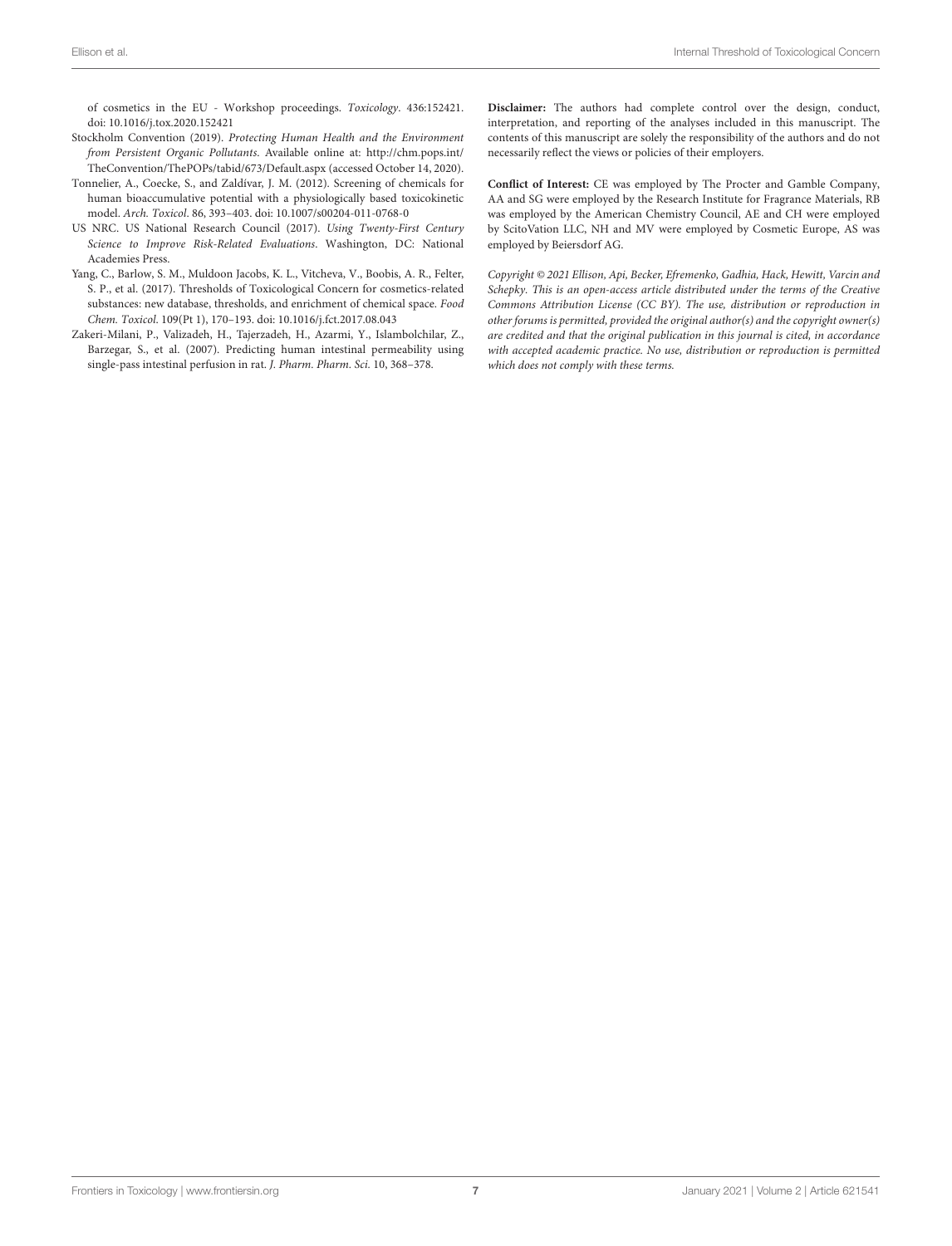of cosmetics in the EU - Workshop proceedings. *Toxicology*. 436:152421. doi: 10.1016/j.tox.2020.152421

Stockholm Convention (2019). *Protecting Human Health and the Environment from Persistent Organic Pollutants*. Available online at: http://chm.pops.int/TheConvention/ThePOPs/tabid/673/Default.aspx (accessed October 14, 2020).

Tonnelier, A., Coecke, S., and Zaldívar, J. M. (2012). Screening of chemicals for human bioaccumulative potential with a physiologically based toxicokinetic model. *Arch. Toxicol*. 86, 393–403. doi: 10.1007/s00204-011-0768-0

US NRC. US National Research Council (2017). *Using Twenty-First Century Science to Improve Risk-Related Evaluations*. Washington, DC: National Academies Press.

Yang, C., Barlow, S. M., Muldoon Jacobs, K. L., Vitcheva, V., Boobis, A. R., Felter, S. P., et al. (2017). Thresholds of Toxicological Concern for cosmetics-related substances: new database, thresholds, and enrichment of chemical space. *Food Chem. Toxicol*. 109(Pt 1), 170–193. doi: 10.1016/j.fct.2017.08.043

Zakeri-Milani, P., Valizadeh, H., Tajerzadeh, H., Azarmi, Y., Islambolchilar, Z., Barzegar, S., et al. (2007). Predicting human intestinal permeability using single-pass intestinal perfusion in rat. *J. Pharm. Pharm. Sci*. 10, 368–378.

**Disclaimer:** The authors had complete control over the design, conduct, interpretation, and reporting of the analyses included in this manuscript. The contents of this manuscript are solely the responsibility of the authors and do not necessarily reflect the views or policies of their employers.

**Conflict of Interest:** CE was employed by The Procter and Gamble Company, AA and SG were employed by the Research Institute for Fragrance Materials, RB was employed by the American Chemistry Council, AE and CH were employed by ScitoVation LLC, NH and MV were employed by Cosmetic Europe, AS was employed by Beiersdorf AG.

*Copyright © 2021 Ellison, Api, Becker, Efremenko, Gadhia, Hack, Hewitt, Varcin and Schepky. This is an open-access article distributed under the terms of the Creative Commons Attribution License (CC BY). The use, distribution or reproduction in other forums is permitted, provided the original author(s) and the copyright owner(s) are credited and that the original publication in this journal is cited, in accordance with accepted academic practice. No use, distribution or reproduction is permitted which does not comply with these terms.*